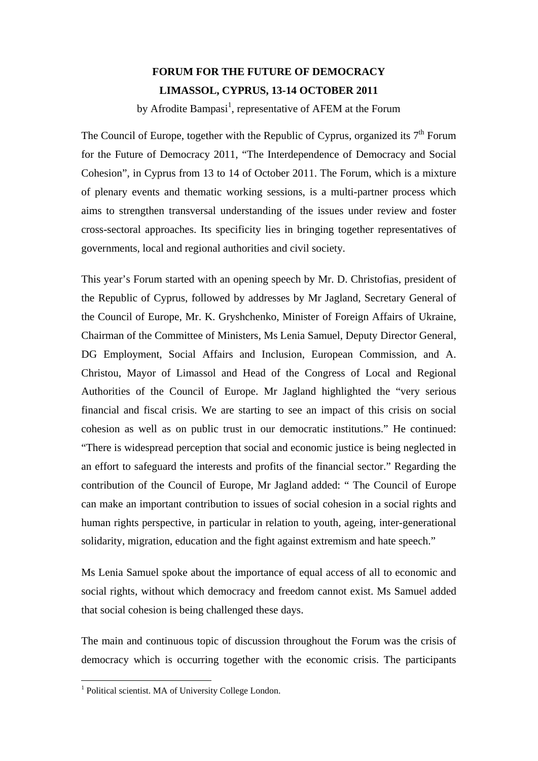# FORUM FOR THE FUTURE OF DEMOCRACY

# LIMASSOL, CYPRUS, 13-14 OCTOBER 2011

by Afrodite Bampasi[1], representative of AFEM at the Forum

The Council of Europe, together with the Republic of Cyprus, organized its 7th Forum for the Future of Democracy 2011, "The Interdependence of Democracy and Social Cohesion", in Cyprus from 13 to 14 of October 2011. The Forum, which is a mixture of plenary events and thematic working sessions, is a multi-partner process which aims to strengthen transversal understanding of the issues under review and foster cross-sectoral approaches. Its specificity lies in bringing together representatives of governments, local and regional authorities and civil society.

This year's Forum started with an opening speech by Mr. D. Christofias, president of the Republic of Cyprus, followed by addresses by Mr Jagland, Secretary General of the Council of Europe, Mr. K. Gryshchenko, Minister of Foreign Affairs of Ukraine, Chairman of the Committee of Ministers, Ms Lenia Samuel, Deputy Director General, DG Employment, Social Affairs and Inclusion, European Commission, and A. Christou, Mayor of Limassol and Head of the Congress of Local and Regional Authorities of the Council of Europe. Mr Jagland highlighted the "very serious financial and fiscal crisis. We are starting to see an impact of this crisis on social cohesion as well as on public trust in our democratic institutions." He continued: "There is widespread perception that social and economic justice is being neglected in an effort to safeguard the interests and profits of the financial sector." Regarding the contribution of the Council of Europe, Mr Jagland added: " The Council of Europe can make an important contribution to issues of social cohesion in a social rights and human rights perspective, in particular in relation to youth, ageing, inter-generational solidarity, migration, education and the fight against extremism and hate speech."

Ms Lenia Samuel spoke about the importance of equal access of all to economic and social rights, without which democracy and freedom cannot exist. Ms Samuel added that social cohesion is being challenged these days.

The main and continuous topic of discussion throughout the Forum was the crisis of democracy which is occurring together with the economic crisis. The participants

[1] Political scientist. MA of University College London.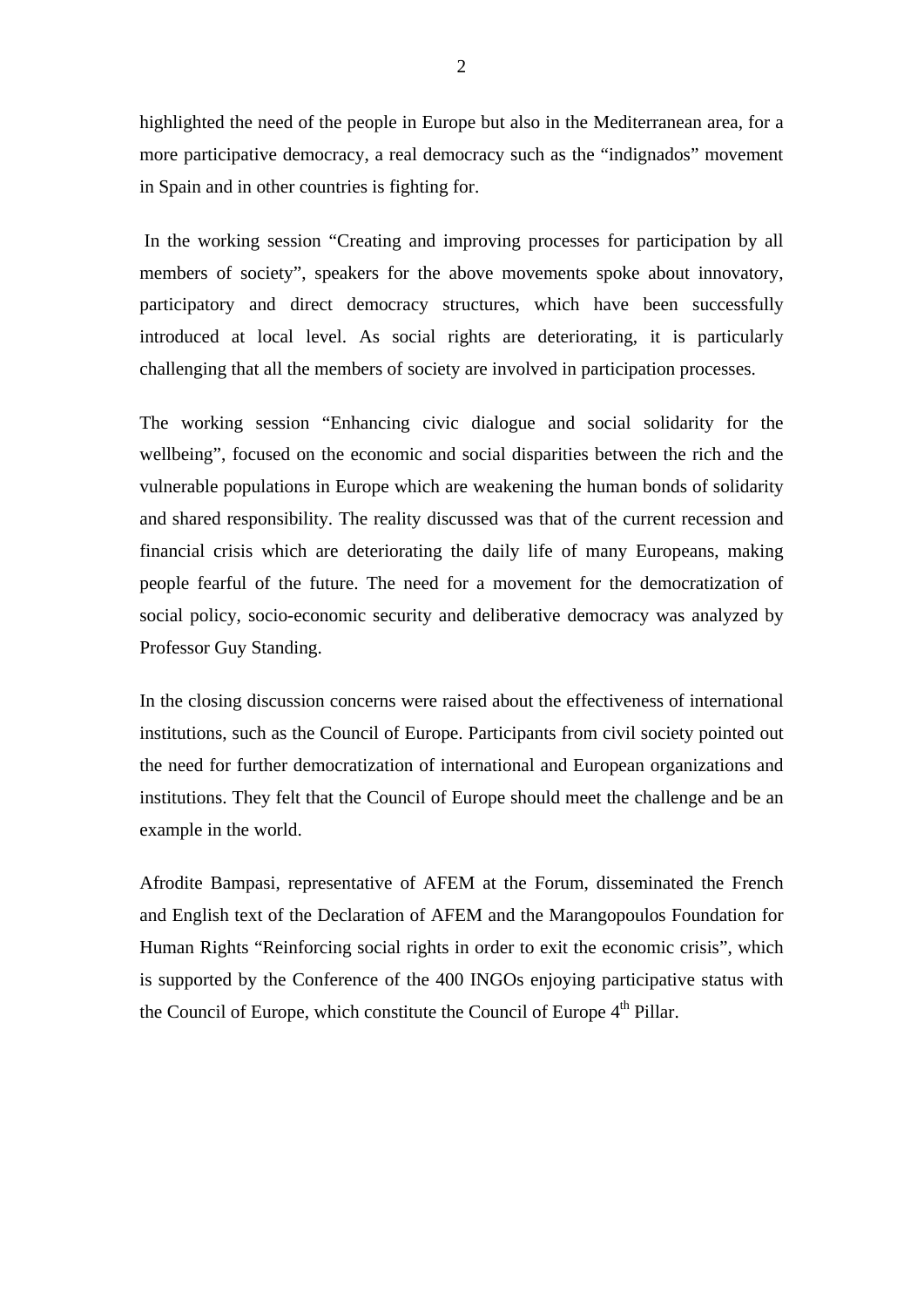highlighted the need of the people in Europe but also in the Mediterranean area, for a more participative democracy, a real democracy such as the “indignados” movement in Spain and in other countries is fighting for.

In the working session “Creating and improving processes for participation by all members of society”, speakers for the above movements spoke about innovatory, participatory and direct democracy structures, which have been successfully introduced at local level. As social rights are deteriorating, it is particularly challenging that all the members of society are involved in participation processes.

The working session “Enhancing civic dialogue and social solidarity for the wellbeing”, focused on the economic and social disparities between the rich and the vulnerable populations in Europe which are weakening the human bonds of solidarity and shared responsibility. The reality discussed was that of the current recession and financial crisis which are deteriorating the daily life of many Europeans, making people fearful of the future. The need for a movement for the democratization of social policy, socio-economic security and deliberative democracy was analyzed by Professor Guy Standing.

In the closing discussion concerns were raised about the effectiveness of international institutions, such as the Council of Europe. Participants from civil society pointed out the need for further democratization of international and European organizations and institutions. They felt that the Council of Europe should meet the challenge and be an example in the world.

Afrodite Bampasi, representative of AFEM at the Forum, disseminated the French and English text of the Declaration of AFEM and the Marangopoulos Foundation for Human Rights “Reinforcing social rights in order to exit the economic crisis”, which is supported by the Conference of the 400 INGOs enjoying participative status with the Council of Europe, which constitute the Council of Europe 4th Pillar.